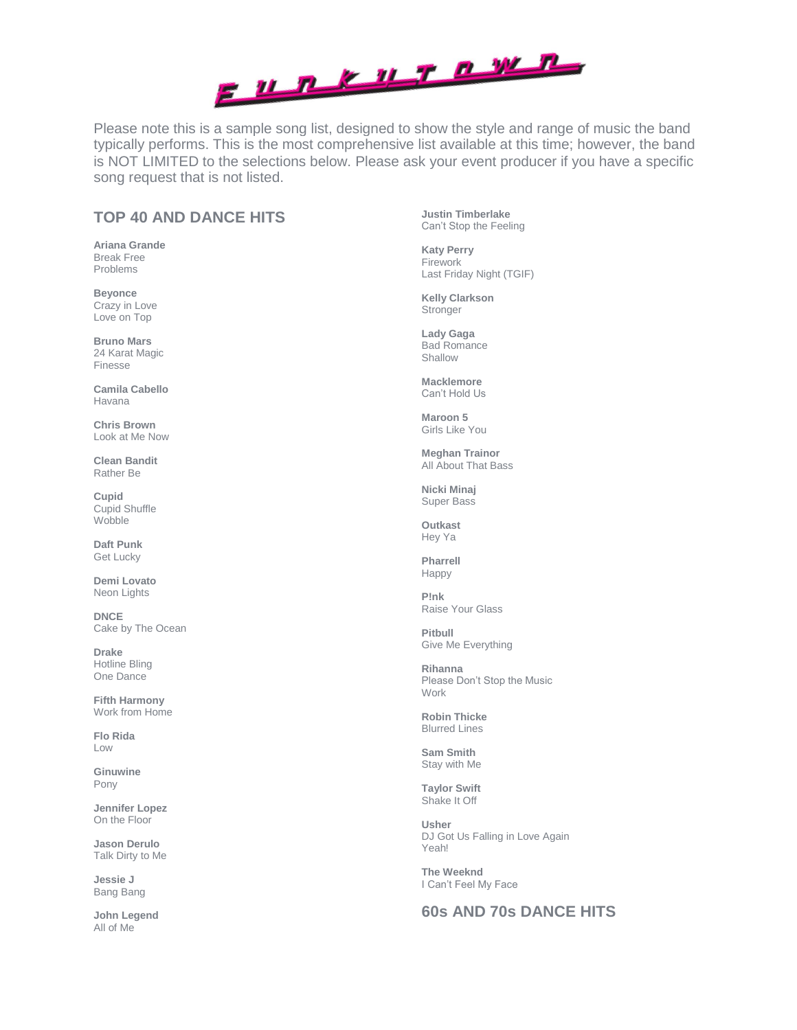# FUNKYTOWN

Please note this is a sample song list, designed to show the style and range of music the band typically performs. This is the most comprehensive list available at this time; however, the band is NOT LIMITED to the selections below. Please ask your event producer if you have a specific song request that is not listed.

## TOP 40 AND DANCE HITS

**Ariana Grande**
Break Free
Problems

**Beyonce**
Crazy in Love
Love on Top

**Bruno Mars**
24 Karat Magic
Finesse

**Camila Cabello**
Havana

**Chris Brown**
Look at Me Now

**Clean Bandit**
Rather Be

**Cupid**
Cupid Shuffle
Wobble

**Daft Punk**
Get Lucky

**Demi Lovato**
Neon Lights

**DNCE**
Cake by The Ocean

**Drake**
Hotline Bling
One Dance

**Fifth Harmony**
Work from Home

**Flo Rida**
Low

**Ginuwine**
Pony

**Jennifer Lopez**
On the Floor

**Jason Derulo**
Talk Dirty to Me

**Jessie J**
Bang Bang

**John Legend**
All of Me

**Justin Timberlake**
Can't Stop the Feeling

**Katy Perry**
Firework
Last Friday Night (TGIF)

**Kelly Clarkson**
Stronger

**Lady Gaga**
Bad Romance
Shallow

**Macklemore**
Can't Hold Us

**Maroon 5**
Girls Like You

**Meghan Trainor**
All About That Bass

**Nicki Minaj**
Super Bass

**Outkast**
Hey Ya

**Pharrell**
Happy

**P!nk**
Raise Your Glass

**Pitbull**
Give Me Everything

**Rihanna**
Please Don't Stop the Music
Work

**Robin Thicke**
Blurred Lines

**Sam Smith**
Stay with Me

**Taylor Swift**
Shake It Off

**Usher**
DJ Got Us Falling in Love Again
Yeah!

**The Weeknd**
I Can't Feel My Face

## 60s AND 70s DANCE HITS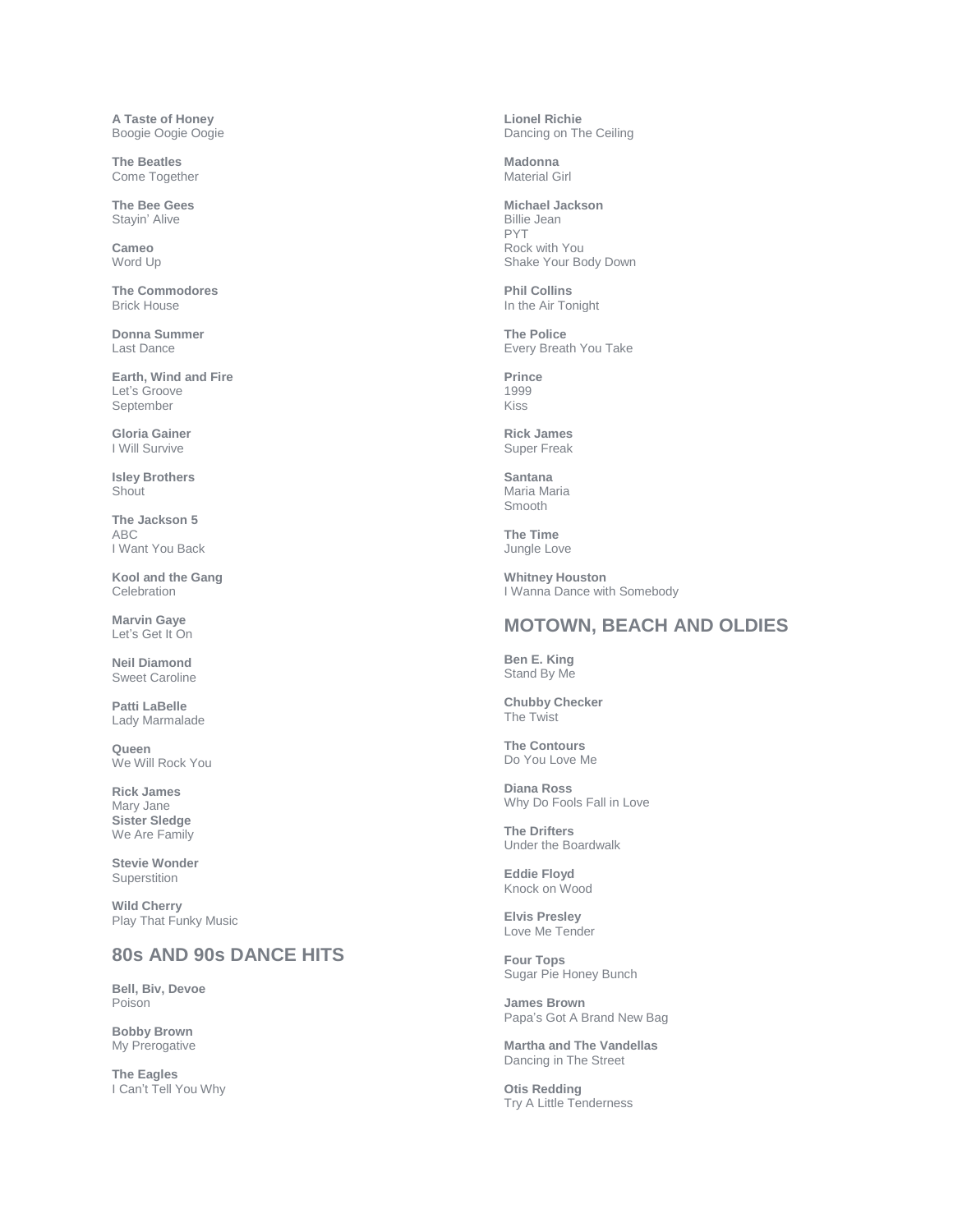**A Taste of Honey**
Boogie Oogie Oogie

**The Beatles**
Come Together

**The Bee Gees**
Stayin' Alive

**Cameo**
Word Up

**The Commodores**
Brick House

**Donna Summer**
Last Dance

**Earth, Wind and Fire**
Let's Groove
September

**Gloria Gainer**
I Will Survive

**Isley Brothers**
Shout

**The Jackson 5**
ABC
I Want You Back

**Kool and the Gang**
Celebration

**Marvin Gaye**
Let's Get It On

**Neil Diamond**
Sweet Caroline

**Patti LaBelle**
Lady Marmalade

**Queen**
We Will Rock You

**Rick James**
Mary Jane
**Sister Sledge**
We Are Family

**Stevie Wonder**
Superstition

**Wild Cherry**
Play That Funky Music

## 80s AND 90s DANCE HITS

**Bell, Biv, Devoe**
Poison

**Bobby Brown**
My Prerogative

**The Eagles**
I Can't Tell You Why

**Lionel Richie**
Dancing on The Ceiling

**Madonna**
Material Girl

**Michael Jackson**
Billie Jean
PYT
Rock with You
Shake Your Body Down

**Phil Collins**
In the Air Tonight

**The Police**
Every Breath You Take

**Prince**
1999
Kiss

**Rick James**
Super Freak

**Santana**
Maria Maria
Smooth

**The Time**
Jungle Love

**Whitney Houston**
I Wanna Dance with Somebody

## MOTOWN, BEACH AND OLDIES

**Ben E. King**
Stand By Me

**Chubby Checker**
The Twist

**The Contours**
Do You Love Me

**Diana Ross**
Why Do Fools Fall in Love

**The Drifters**
Under the Boardwalk

**Eddie Floyd**
Knock on Wood

**Elvis Presley**
Love Me Tender

**Four Tops**
Sugar Pie Honey Bunch

**James Brown**
Papa's Got A Brand New Bag

**Martha and The Vandellas**
Dancing in The Street

**Otis Redding**
Try A Little Tenderness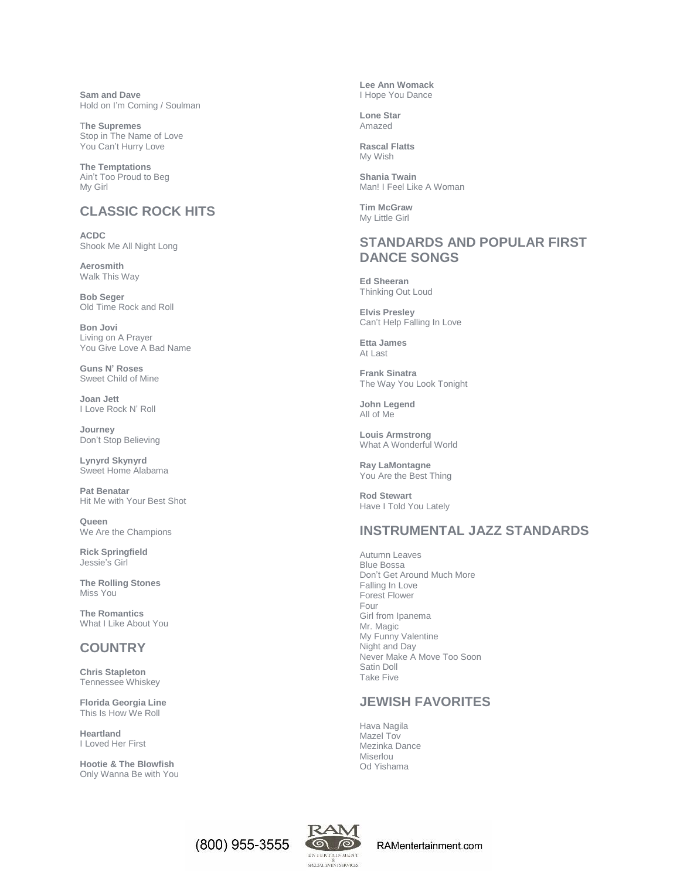**Sam and Dave**
Hold on I'm Coming / Soulman

**The Supremes**
Stop in The Name of Love
You Can't Hurry Love

**The Temptations**
Ain't Too Proud to Beg
My Girl

## CLASSIC ROCK HITS

**ACDC**
Shook Me All Night Long

**Aerosmith**
Walk This Way

**Bob Seger**
Old Time Rock and Roll

**Bon Jovi**
Living on A Prayer
You Give Love A Bad Name

**Guns N' Roses**
Sweet Child of Mine

**Joan Jett**
I Love Rock N' Roll

**Journey**
Don't Stop Believing

**Lynyrd Skynyrd**
Sweet Home Alabama

**Pat Benatar**
Hit Me with Your Best Shot

**Queen**
We Are the Champions

**Rick Springfield**
Jessie's Girl

**The Rolling Stones**
Miss You

**The Romantics**
What I Like About You

## COUNTRY

**Chris Stapleton**
Tennessee Whiskey

**Florida Georgia Line**
This Is How We Roll

**Heartland**
I Loved Her First

**Hootie & The Blowfish**
Only Wanna Be with You

**Lee Ann Womack**
I Hope You Dance

**Lone Star**
Amazed

**Rascal Flatts**
My Wish

**Shania Twain**
Man! I Feel Like A Woman

**Tim McGraw**
My Little Girl

## STANDARDS AND POPULAR FIRST DANCE SONGS

**Ed Sheeran**
Thinking Out Loud

**Elvis Presley**
Can't Help Falling In Love

**Etta James**
At Last

**Frank Sinatra**
The Way You Look Tonight

**John Legend**
All of Me

**Louis Armstrong**
What A Wonderful World

**Ray LaMontagne**
You Are the Best Thing

**Rod Stewart**
Have I Told You Lately

## INSTRUMENTAL JAZZ STANDARDS

Autumn Leaves
Blue Bossa
Don't Get Around Much More
Falling In Love
Forest Flower
Four
Girl from Ipanema
Mr. Magic
My Funny Valentine
Night and Day
Never Make A Move Too Soon
Satin Doll
Take Five

## JEWISH FAVORITES

Hava Nagila
Mazel Tov
Mezinka Dance
Miserlou
Od Yishama

(800) 955-3555 RAM ENTERTAINMENT & SPECIAL EVENT SERVICES RAMentertainment.com